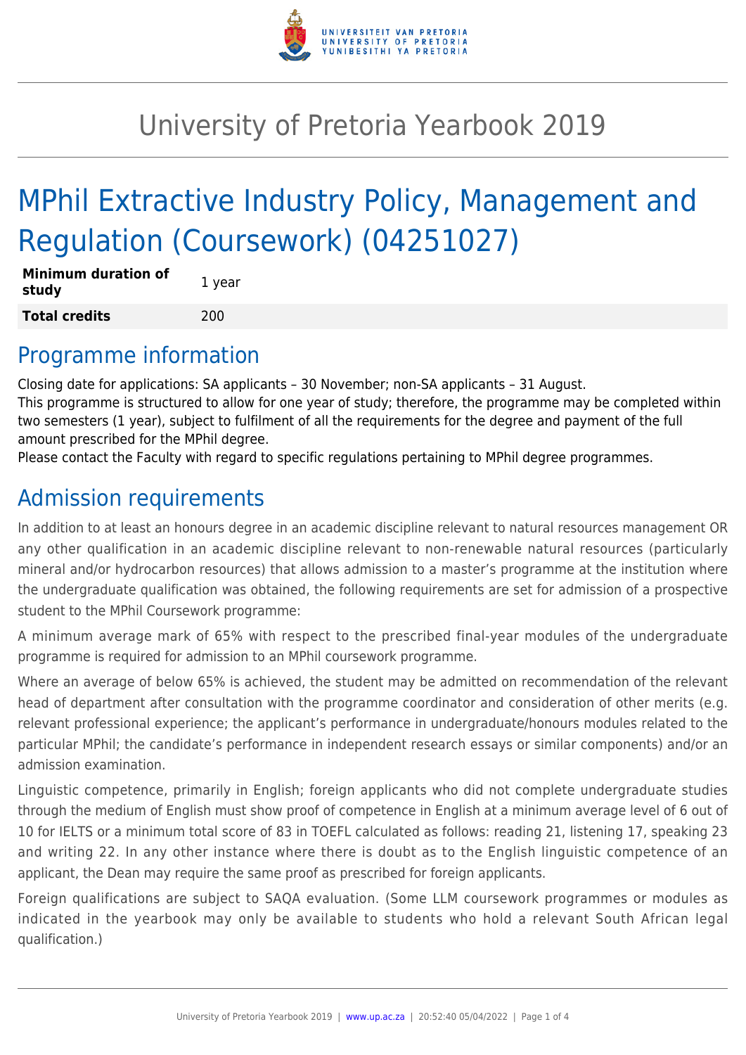# University of Pretoria Yearbook 2019

# MPhil Extractive Industry Policy, Management and Regulation (Coursework) (04251027)

| **Minimum duration of study** | 1 year |
|---|---|
| **Total credits** | 200 |

## Programme information

Closing date for applications: SA applicants – 30 November; non-SA applicants – 31 August.
This programme is structured to allow for one year of study; therefore, the programme may be completed within two semesters (1 year), subject to fulfilment of all the requirements for the degree and payment of the full amount prescribed for the MPhil degree.
Please contact the Faculty with regard to specific regulations pertaining to MPhil degree programmes.

## Admission requirements

In addition to at least an honours degree in an academic discipline relevant to natural resources management OR any other qualification in an academic discipline relevant to non-renewable natural resources (particularly mineral and/or hydrocarbon resources) that allows admission to a master's programme at the institution where the undergraduate qualification was obtained, the following requirements are set for admission of a prospective student to the MPhil Coursework programme:

A minimum average mark of 65% with respect to the prescribed final-year modules of the undergraduate programme is required for admission to an MPhil coursework programme.

Where an average of below 65% is achieved, the student may be admitted on recommendation of the relevant head of department after consultation with the programme coordinator and consideration of other merits (e.g. relevant professional experience; the applicant's performance in undergraduate/honours modules related to the particular MPhil; the candidate's performance in independent research essays or similar components) and/or an admission examination.

Linguistic competence, primarily in English; foreign applicants who did not complete undergraduate studies through the medium of English must show proof of competence in English at a minimum average level of 6 out of 10 for IELTS or a minimum total score of 83 in TOEFL calculated as follows: reading 21, listening 17, speaking 23 and writing 22. In any other instance where there is doubt as to the English linguistic competence of an applicant, the Dean may require the same proof as prescribed for foreign applicants.

Foreign qualifications are subject to SAQA evaluation. (Some LLM coursework programmes or modules as indicated in the yearbook may only be available to students who hold a relevant South African legal qualification.)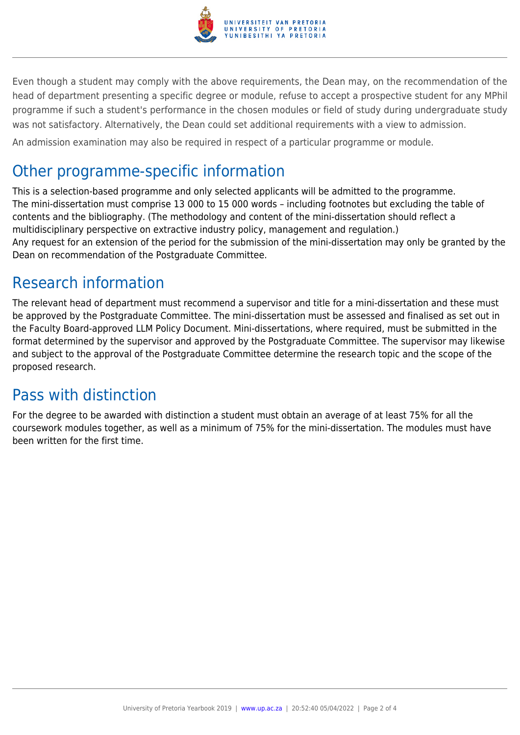Even though a student may comply with the above requirements, the Dean may, on the recommendation of the head of department presenting a specific degree or module, refuse to accept a prospective student for any MPhil programme if such a student's performance in the chosen modules or field of study during undergraduate study was not satisfactory. Alternatively, the Dean could set additional requirements with a view to admission.

An admission examination may also be required in respect of a particular programme or module.

## Other programme-specific information

This is a selection-based programme and only selected applicants will be admitted to the programme.
The mini-dissertation must comprise 13 000 to 15 000 words – including footnotes but excluding the table of contents and the bibliography. (The methodology and content of the mini-dissertation should reflect a multidisciplinary perspective on extractive industry policy, management and regulation.)
Any request for an extension of the period for the submission of the mini-dissertation may only be granted by the Dean on recommendation of the Postgraduate Committee.

## Research information

The relevant head of department must recommend a supervisor and title for a mini-dissertation and these must be approved by the Postgraduate Committee. The mini-dissertation must be assessed and finalised as set out in the Faculty Board-approved LLM Policy Document. Mini-dissertations, where required, must be submitted in the format determined by the supervisor and approved by the Postgraduate Committee. The supervisor may likewise and subject to the approval of the Postgraduate Committee determine the research topic and the scope of the proposed research.

## Pass with distinction

For the degree to be awarded with distinction a student must obtain an average of at least 75% for all the coursework modules together, as well as a minimum of 75% for the mini-dissertation. The modules must have been written for the first time.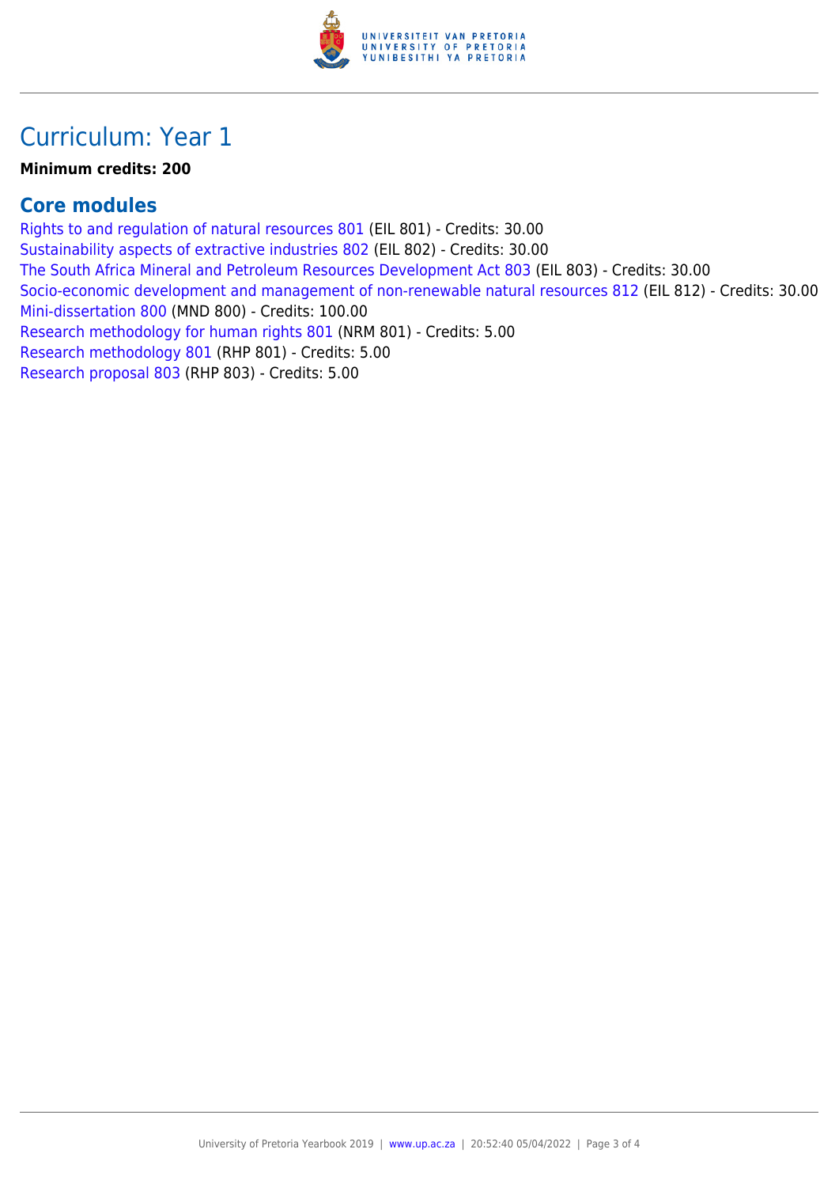# Curriculum: Year 1

**Minimum credits: 200**

## Core modules

Rights to and regulation of natural resources 801 (EIL 801) - Credits: 30.00
Sustainability aspects of extractive industries 802 (EIL 802) - Credits: 30.00
The South Africa Mineral and Petroleum Resources Development Act 803 (EIL 803) - Credits: 30.00
Socio-economic development and management of non-renewable natural resources 812 (EIL 812) - Credits: 30.00
Mini-dissertation 800 (MND 800) - Credits: 100.00
Research methodology for human rights 801 (NRM 801) - Credits: 5.00
Research methodology 801 (RHP 801) - Credits: 5.00
Research proposal 803 (RHP 803) - Credits: 5.00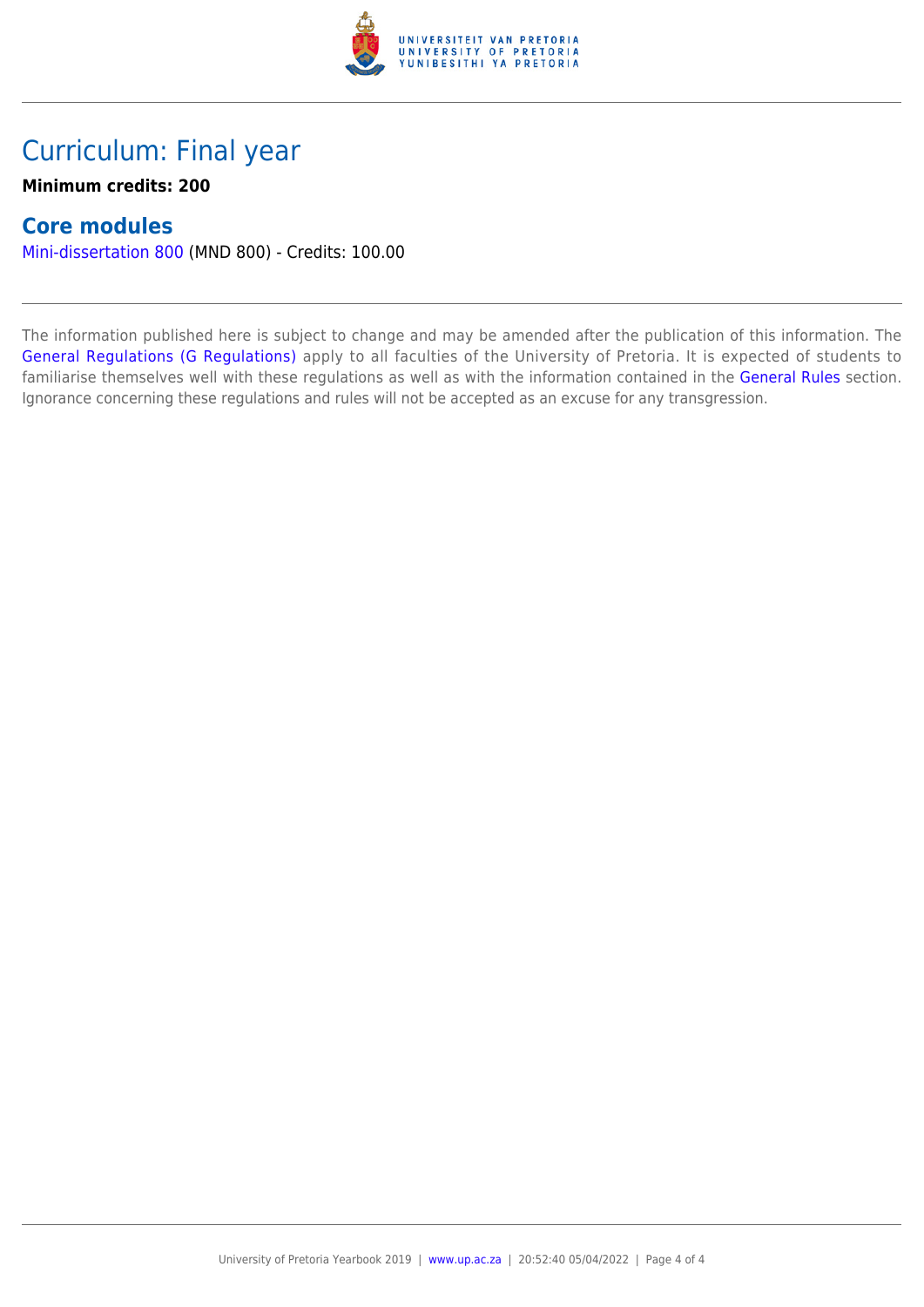## Curriculum: Final year

**Minimum credits: 200**

### Core modules

Mini-dissertation 800 (MND 800) - Credits: 100.00

The information published here is subject to change and may be amended after the publication of this information. The General Regulations (G Regulations) apply to all faculties of the University of Pretoria. It is expected of students to familiarise themselves well with these regulations as well as with the information contained in the General Rules section. Ignorance concerning these regulations and rules will not be accepted as an excuse for any transgression.